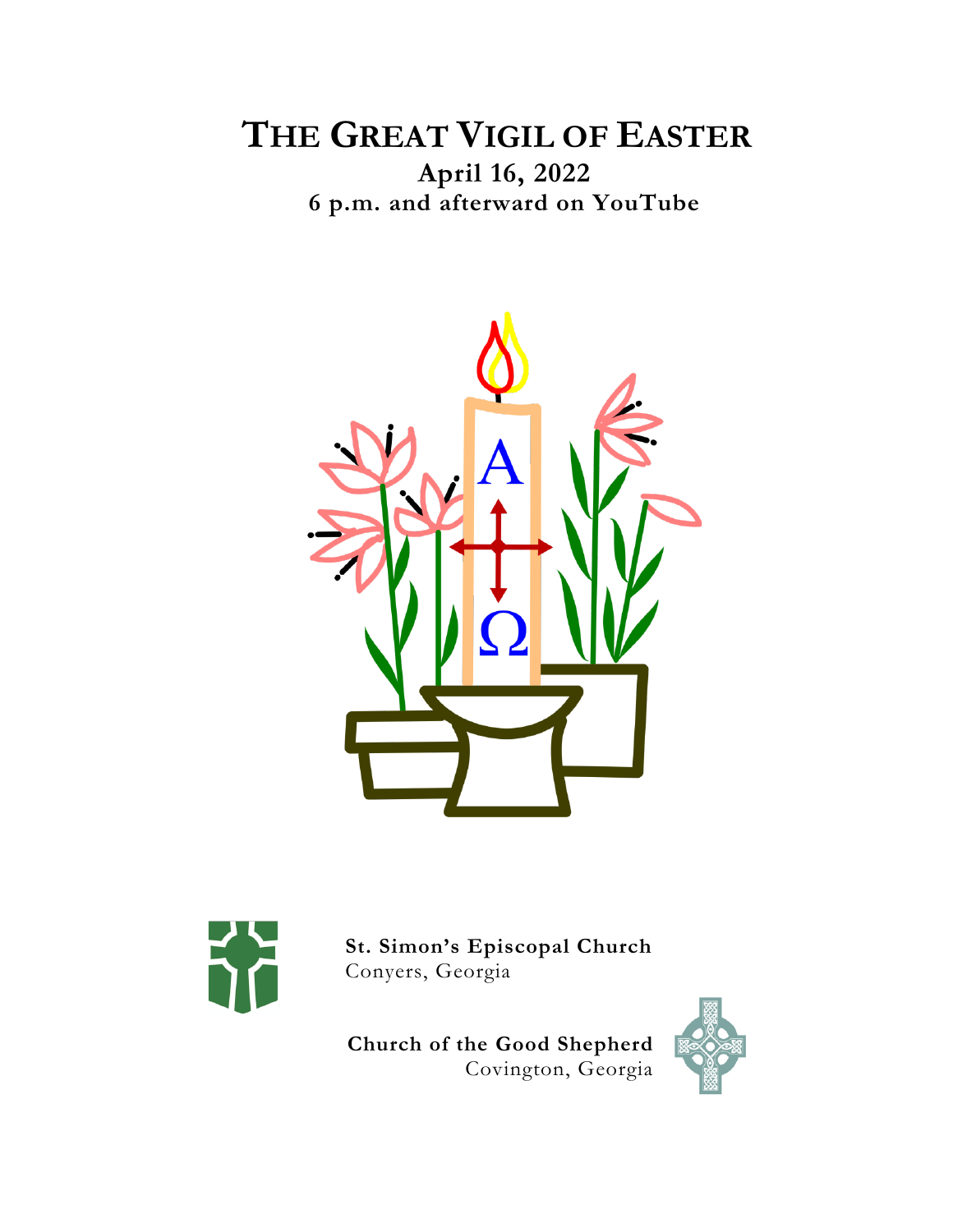# THE GREAT VIGIL OF EASTER

**April 16, 2022**

**6 p.m. and afterward on YouTube**

**St. Simon's Episcopal Church**
Conyers, Georgia

**Church of the Good Shepherd**
Covington, Georgia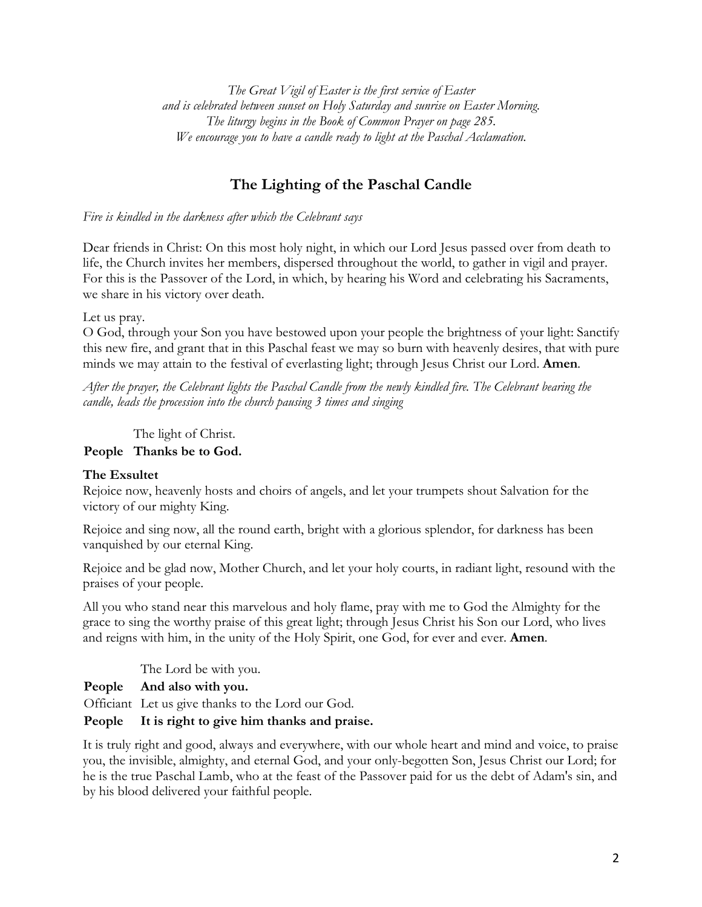*The Great Vigil of Easter is the first service of Easter and is celebrated between sunset on Holy Saturday and sunrise on Easter Morning. The liturgy begins in the Book of Common Prayer on page 285. We encourage you to have a candle ready to light at the Paschal Acclamation.*

## The Lighting of the Paschal Candle

*Fire is kindled in the darkness after which the Celebrant says*

Dear friends in Christ: On this most holy night, in which our Lord Jesus passed over from death to life, the Church invites her members, dispersed throughout the world, to gather in vigil and prayer. For this is the Passover of the Lord, in which, by hearing his Word and celebrating his Sacraments, we share in his victory over death.

Let us pray.
O God, through your Son you have bestowed upon your people the brightness of your light: Sanctify this new fire, and grant that in this Paschal feast we may so burn with heavenly desires, that with pure minds we may attain to the festival of everlasting light; through Jesus Christ our Lord. **Amen**.

*After the prayer, the Celebrant lights the Paschal Candle from the newly kindled fire. The Celebrant bearing the candle, leads the procession into the church pausing 3 times and singing*

The light of Christ.
**People Thanks be to God.**

**The Exsultet**
Rejoice now, heavenly hosts and choirs of angels, and let your trumpets shout Salvation for the victory of our mighty King.

Rejoice and sing now, all the round earth, bright with a glorious splendor, for darkness has been vanquished by our eternal King.

Rejoice and be glad now, Mother Church, and let your holy courts, in radiant light, resound with the praises of your people.

All you who stand near this marvelous and holy flame, pray with me to God the Almighty for the grace to sing the worthy praise of this great light; through Jesus Christ his Son our Lord, who lives and reigns with him, in the unity of the Holy Spirit, one God, for ever and ever. **Amen**.

The Lord be with you.
**People And also with you.**
Officiant Let us give thanks to the Lord our God.
**People It is right to give him thanks and praise.**

It is truly right and good, always and everywhere, with our whole heart and mind and voice, to praise you, the invisible, almighty, and eternal God, and your only-begotten Son, Jesus Christ our Lord; for he is the true Paschal Lamb, who at the feast of the Passover paid for us the debt of Adam's sin, and by his blood delivered your faithful people.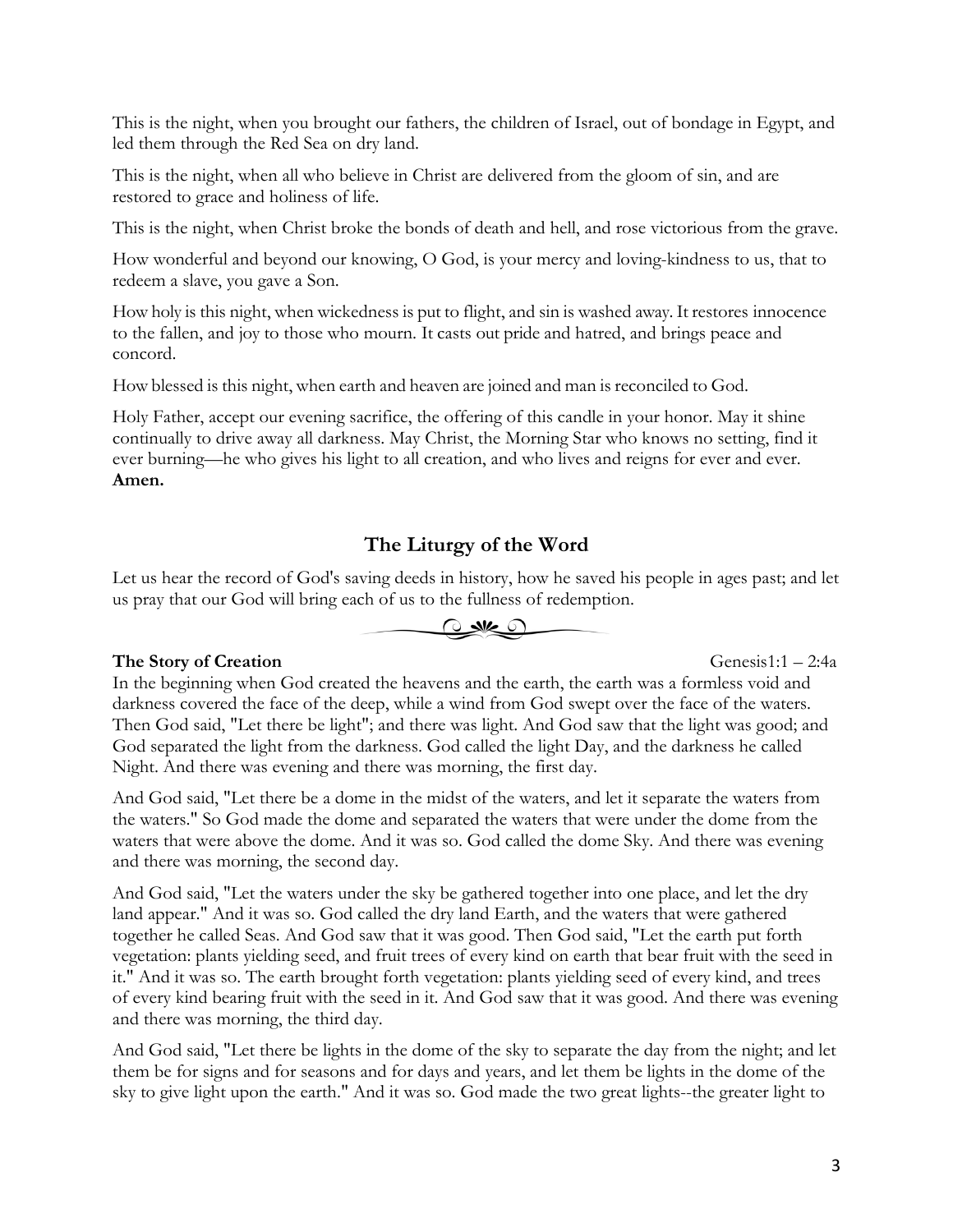This is the night, when you brought our fathers, the children of Israel, out of bondage in Egypt, and led them through the Red Sea on dry land.

This is the night, when all who believe in Christ are delivered from the gloom of sin, and are restored to grace and holiness of life.

This is the night, when Christ broke the bonds of death and hell, and rose victorious from the grave.

How wonderful and beyond our knowing, O God, is your mercy and loving-kindness to us, that to redeem a slave, you gave a Son.

How holy is this night, when wickedness is put to flight, and sin is washed away. It restores innocence to the fallen, and joy to those who mourn. It casts out pride and hatred, and brings peace and concord.

How blessed is this night, when earth and heaven are joined and man is reconciled to God.

Holy Father, accept our evening sacrifice, the offering of this candle in your honor. May it shine continually to drive away all darkness. May Christ, the Morning Star who knows no setting, find it ever burning—he who gives his light to all creation, and who lives and reigns for ever and ever. **Amen.**

## The Liturgy of the Word

Let us hear the record of God's saving deeds in history, how he saved his people in ages past; and let us pray that our God will bring each of us to the fullness of redemption.

**The Story of Creation** Genesis1:1 – 2:4a

In the beginning when God created the heavens and the earth, the earth was a formless void and darkness covered the face of the deep, while a wind from God swept over the face of the waters. Then God said, "Let there be light"; and there was light. And God saw that the light was good; and God separated the light from the darkness. God called the light Day, and the darkness he called Night. And there was evening and there was morning, the first day.

And God said, "Let there be a dome in the midst of the waters, and let it separate the waters from the waters." So God made the dome and separated the waters that were under the dome from the waters that were above the dome. And it was so. God called the dome Sky. And there was evening and there was morning, the second day.

And God said, "Let the waters under the sky be gathered together into one place, and let the dry land appear." And it was so. God called the dry land Earth, and the waters that were gathered together he called Seas. And God saw that it was good. Then God said, "Let the earth put forth vegetation: plants yielding seed, and fruit trees of every kind on earth that bear fruit with the seed in it." And it was so. The earth brought forth vegetation: plants yielding seed of every kind, and trees of every kind bearing fruit with the seed in it. And God saw that it was good. And there was evening and there was morning, the third day.

And God said, "Let there be lights in the dome of the sky to separate the day from the night; and let them be for signs and for seasons and for days and years, and let them be lights in the dome of the sky to give light upon the earth." And it was so. God made the two great lights--the greater light to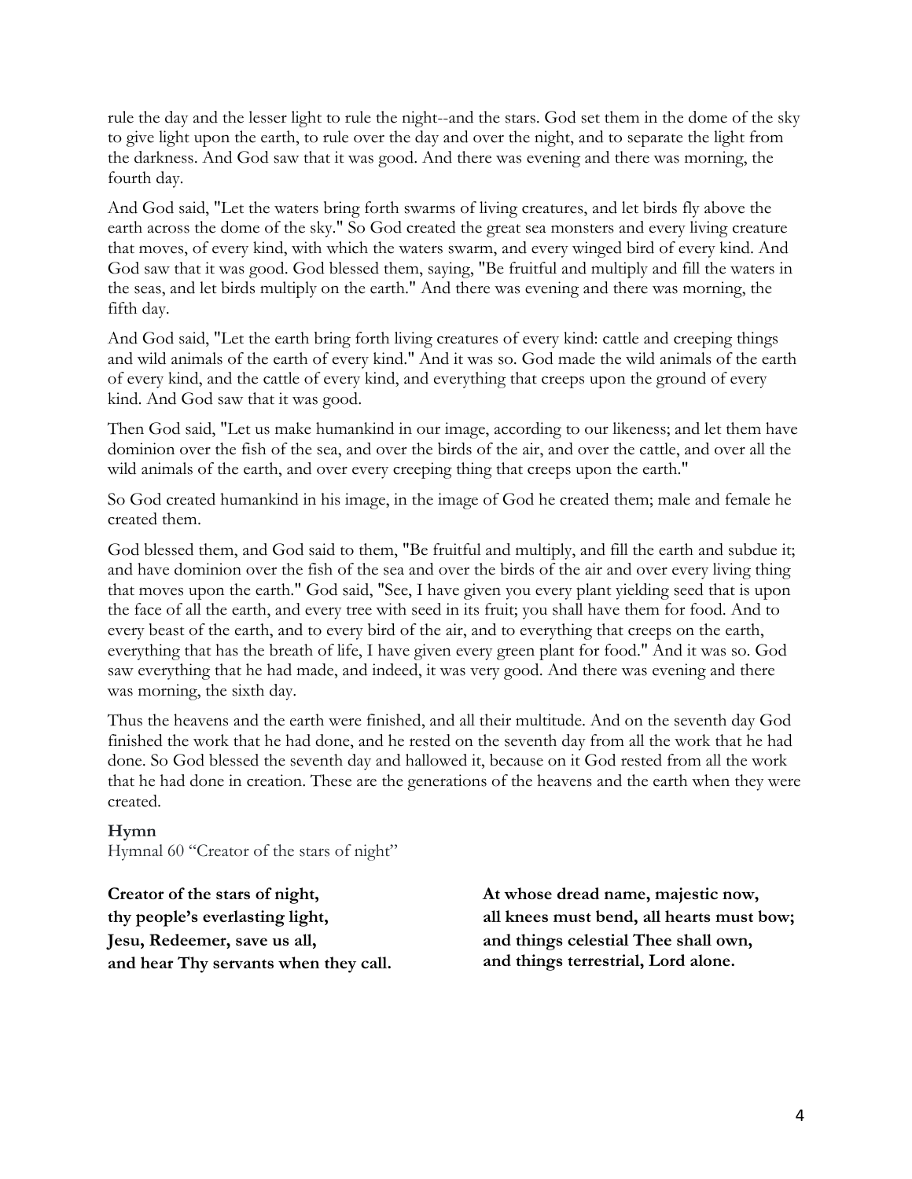rule the day and the lesser light to rule the night--and the stars. God set them in the dome of the sky to give light upon the earth, to rule over the day and over the night, and to separate the light from the darkness. And God saw that it was good. And there was evening and there was morning, the fourth day.

And God said, "Let the waters bring forth swarms of living creatures, and let birds fly above the earth across the dome of the sky." So God created the great sea monsters and every living creature that moves, of every kind, with which the waters swarm, and every winged bird of every kind. And God saw that it was good. God blessed them, saying, "Be fruitful and multiply and fill the waters in the seas, and let birds multiply on the earth." And there was evening and there was morning, the fifth day.

And God said, "Let the earth bring forth living creatures of every kind: cattle and creeping things and wild animals of the earth of every kind." And it was so. God made the wild animals of the earth of every kind, and the cattle of every kind, and everything that creeps upon the ground of every kind. And God saw that it was good.

Then God said, "Let us make humankind in our image, according to our likeness; and let them have dominion over the fish of the sea, and over the birds of the air, and over the cattle, and over all the wild animals of the earth, and over every creeping thing that creeps upon the earth."

So God created humankind in his image, in the image of God he created them; male and female he created them.

God blessed them, and God said to them, "Be fruitful and multiply, and fill the earth and subdue it; and have dominion over the fish of the sea and over the birds of the air and over every living thing that moves upon the earth." God said, "See, I have given you every plant yielding seed that is upon the face of all the earth, and every tree with seed in its fruit; you shall have them for food. And to every beast of the earth, and to every bird of the air, and to everything that creeps on the earth, everything that has the breath of life, I have given every green plant for food." And it was so. God saw everything that he had made, and indeed, it was very good. And there was evening and there was morning, the sixth day.

Thus the heavens and the earth were finished, and all their multitude. And on the seventh day God finished the work that he had done, and he rested on the seventh day from all the work that he had done. So God blessed the seventh day and hallowed it, because on it God rested from all the work that he had done in creation. These are the generations of the heavens and the earth when they were created.

**Hymn**
Hymnal 60 "Creator of the stars of night"

**Creator of the stars of night,**
**thy people's everlasting light,**
**Jesu, Redeemer, save us all,**
**and hear Thy servants when they call.**

**At whose dread name, majestic now,**
**all knees must bend, all hearts must bow;**
**and things celestial Thee shall own,**
**and things terrestrial, Lord alone.**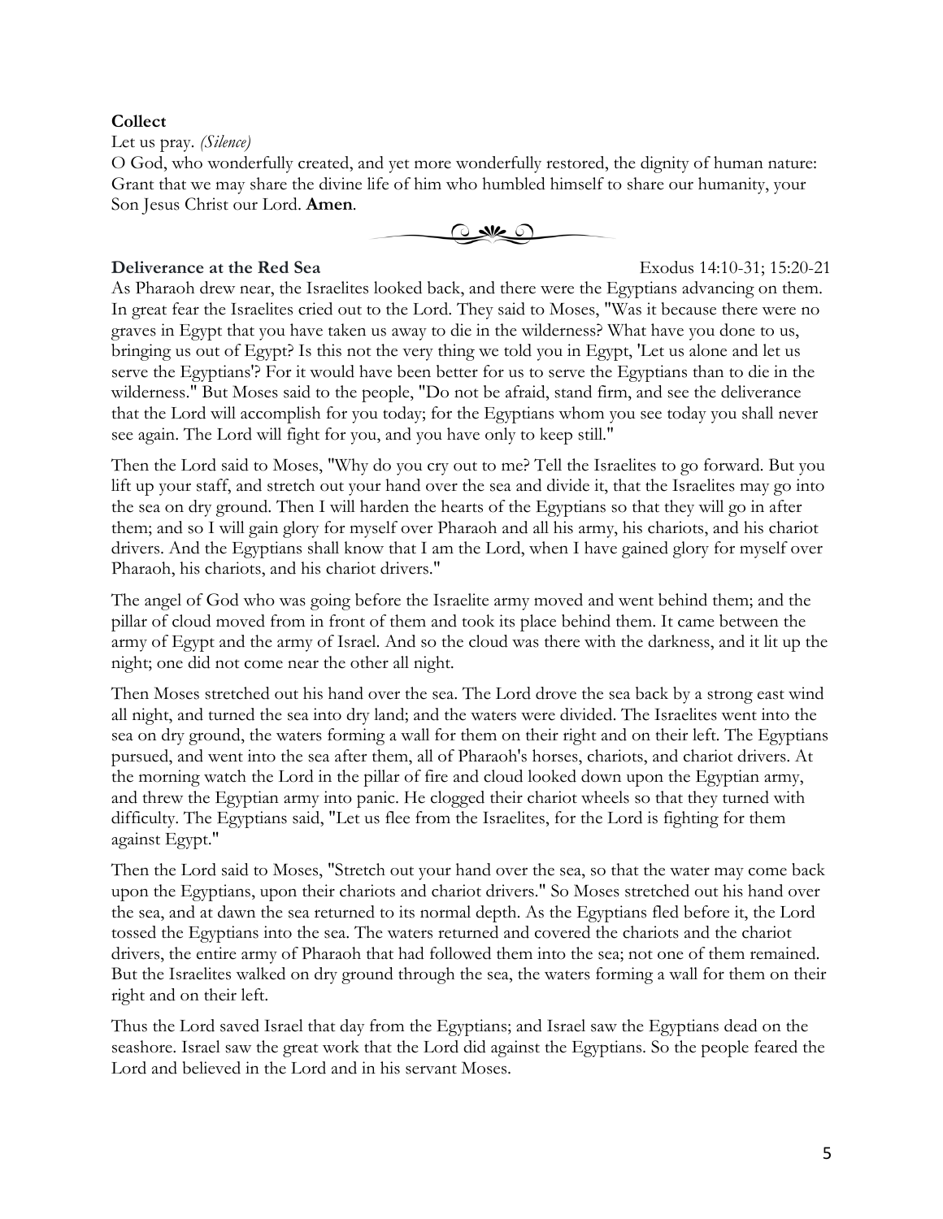**Collect**

Let us pray. *(Silence)*

O God, who wonderfully created, and yet more wonderfully restored, the dignity of human nature: Grant that we may share the divine life of him who humbled himself to share our humanity, your Son Jesus Christ our Lord. **Amen**.

**Deliverance at the Red Sea** Exodus 14:10-31; 15:20-21

As Pharaoh drew near, the Israelites looked back, and there were the Egyptians advancing on them. In great fear the Israelites cried out to the Lord. They said to Moses, "Was it because there were no graves in Egypt that you have taken us away to die in the wilderness? What have you done to us, bringing us out of Egypt? Is this not the very thing we told you in Egypt, 'Let us alone and let us serve the Egyptians'? For it would have been better for us to serve the Egyptians than to die in the wilderness." But Moses said to the people, "Do not be afraid, stand firm, and see the deliverance that the Lord will accomplish for you today; for the Egyptians whom you see today you shall never see again. The Lord will fight for you, and you have only to keep still."

Then the Lord said to Moses, "Why do you cry out to me? Tell the Israelites to go forward. But you lift up your staff, and stretch out your hand over the sea and divide it, that the Israelites may go into the sea on dry ground. Then I will harden the hearts of the Egyptians so that they will go in after them; and so I will gain glory for myself over Pharaoh and all his army, his chariots, and his chariot drivers. And the Egyptians shall know that I am the Lord, when I have gained glory for myself over Pharaoh, his chariots, and his chariot drivers."

The angel of God who was going before the Israelite army moved and went behind them; and the pillar of cloud moved from in front of them and took its place behind them. It came between the army of Egypt and the army of Israel. And so the cloud was there with the darkness, and it lit up the night; one did not come near the other all night.

Then Moses stretched out his hand over the sea. The Lord drove the sea back by a strong east wind all night, and turned the sea into dry land; and the waters were divided. The Israelites went into the sea on dry ground, the waters forming a wall for them on their right and on their left. The Egyptians pursued, and went into the sea after them, all of Pharaoh's horses, chariots, and chariot drivers. At the morning watch the Lord in the pillar of fire and cloud looked down upon the Egyptian army, and threw the Egyptian army into panic. He clogged their chariot wheels so that they turned with difficulty. The Egyptians said, "Let us flee from the Israelites, for the Lord is fighting for them against Egypt."

Then the Lord said to Moses, "Stretch out your hand over the sea, so that the water may come back upon the Egyptians, upon their chariots and chariot drivers." So Moses stretched out his hand over the sea, and at dawn the sea returned to its normal depth. As the Egyptians fled before it, the Lord tossed the Egyptians into the sea. The waters returned and covered the chariots and the chariot drivers, the entire army of Pharaoh that had followed them into the sea; not one of them remained. But the Israelites walked on dry ground through the sea, the waters forming a wall for them on their right and on their left.

Thus the Lord saved Israel that day from the Egyptians; and Israel saw the Egyptians dead on the seashore. Israel saw the great work that the Lord did against the Egyptians. So the people feared the Lord and believed in the Lord and in his servant Moses.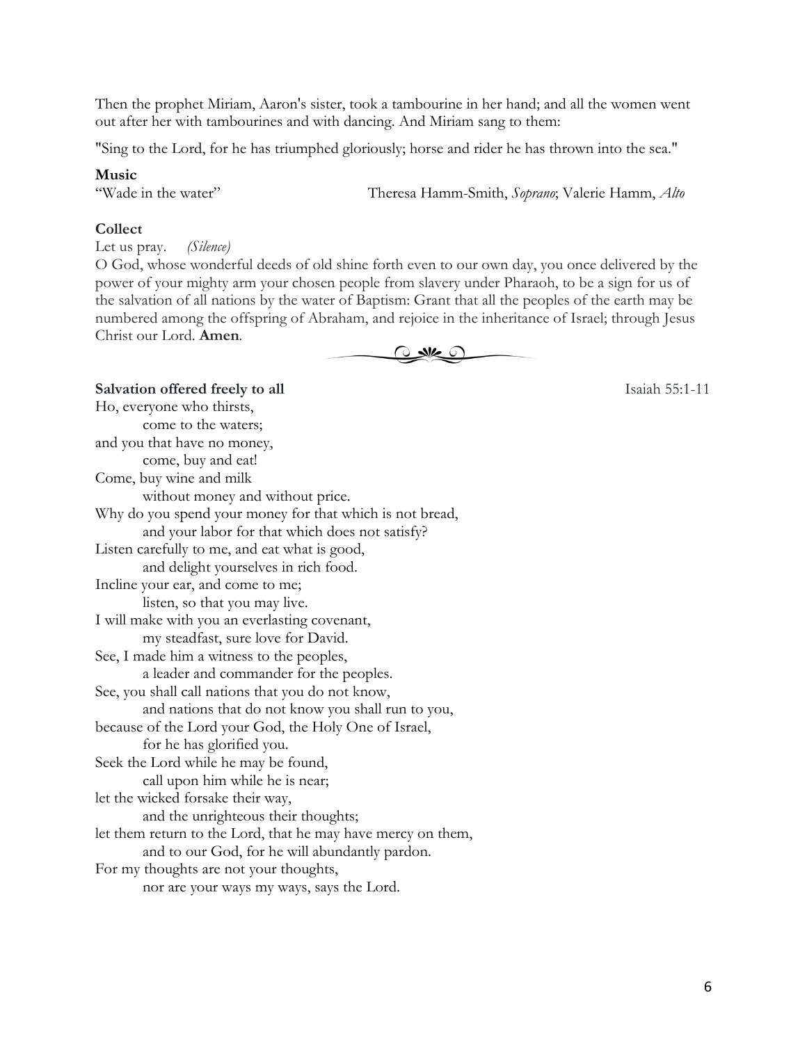Then the prophet Miriam, Aaron's sister, took a tambourine in her hand; and all the women went out after her with tambourines and with dancing. And Miriam sang to them:

"Sing to the Lord, for he has triumphed gloriously; horse and rider he has thrown into the sea."

**Music**

"Wade in the water" Theresa Hamm-Smith, *Soprano*; Valerie Hamm, *Alto*

**Collect**

Let us pray. *(Silence)*

O God, whose wonderful deeds of old shine forth even to our own day, you once delivered by the power of your mighty arm your chosen people from slavery under Pharaoh, to be a sign for us of the salvation of all nations by the water of Baptism: Grant that all the peoples of the earth may be numbered among the offspring of Abraham, and rejoice in the inheritance of Israel; through Jesus Christ our Lord. **Amen**.

**Salvation offered freely to all** Isaiah 55:1-11

Ho, everyone who thirsts,
 come to the waters;
and you that have no money,
 come, buy and eat!
Come, buy wine and milk
 without money and without price.
Why do you spend your money for that which is not bread,
 and your labor for that which does not satisfy?
Listen carefully to me, and eat what is good,
 and delight yourselves in rich food.
Incline your ear, and come to me;
 listen, so that you may live.
I will make with you an everlasting covenant,
 my steadfast, sure love for David.
See, I made him a witness to the peoples,
 a leader and commander for the peoples.
See, you shall call nations that you do not know,
 and nations that do not know you shall run to you,
because of the Lord your God, the Holy One of Israel,
 for he has glorified you.
Seek the Lord while he may be found,
 call upon him while he is near;
let the wicked forsake their way,
 and the unrighteous their thoughts;
let them return to the Lord, that he may have mercy on them,
 and to our God, for he will abundantly pardon.
For my thoughts are not your thoughts,
 nor are your ways my ways, says the Lord.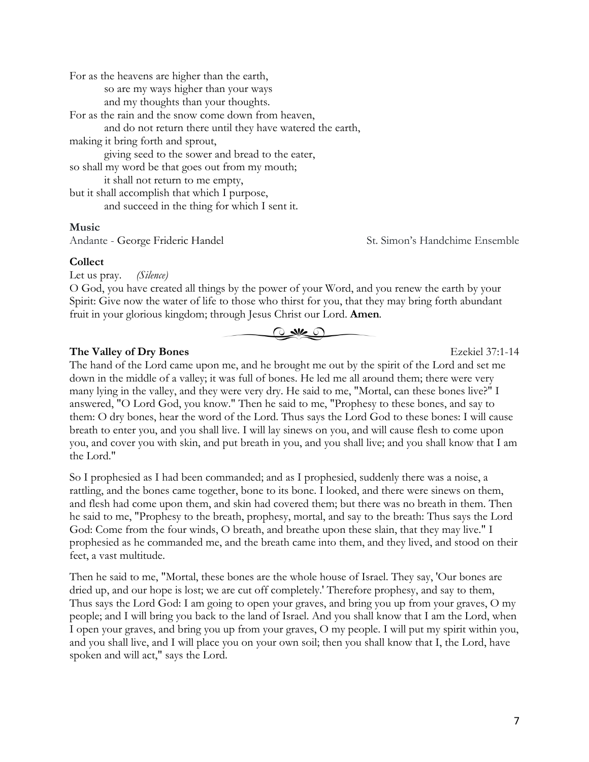For as the heavens are higher than the earth,
so are my ways higher than your ways
and my thoughts than your thoughts.
For as the rain and the snow come down from heaven,
and do not return there until they have watered the earth,
making it bring forth and sprout,
giving seed to the sower and bread to the eater,
so shall my word be that goes out from my mouth;
it shall not return to me empty,
but it shall accomplish that which I purpose,
and succeed in the thing for which I sent it.

**Music**

Andante - George Frideric Handel — St. Simon's Handchime Ensemble

**Collect**

Let us pray. *(Silence)*

O God, you have created all things by the power of your Word, and you renew the earth by your Spirit: Give now the water of life to those who thirst for you, that they may bring forth abundant fruit in your glorious kingdom; through Jesus Christ our Lord. **Amen**.

**The Valley of Dry Bones** — Ezekiel 37:1-14

The hand of the Lord came upon me, and he brought me out by the spirit of the Lord and set me down in the middle of a valley; it was full of bones. He led me all around them; there were very many lying in the valley, and they were very dry. He said to me, "Mortal, can these bones live?" I answered, "O Lord God, you know." Then he said to me, "Prophesy to these bones, and say to them: O dry bones, hear the word of the Lord. Thus says the Lord God to these bones: I will cause breath to enter you, and you shall live. I will lay sinews on you, and will cause flesh to come upon you, and cover you with skin, and put breath in you, and you shall live; and you shall know that I am the Lord."

So I prophesied as I had been commanded; and as I prophesied, suddenly there was a noise, a rattling, and the bones came together, bone to its bone. I looked, and there were sinews on them, and flesh had come upon them, and skin had covered them; but there was no breath in them. Then he said to me, "Prophesy to the breath, prophesy, mortal, and say to the breath: Thus says the Lord God: Come from the four winds, O breath, and breathe upon these slain, that they may live." I prophesied as he commanded me, and the breath came into them, and they lived, and stood on their feet, a vast multitude.

Then he said to me, "Mortal, these bones are the whole house of Israel. They say, 'Our bones are dried up, and our hope is lost; we are cut off completely.' Therefore prophesy, and say to them, Thus says the Lord God: I am going to open your graves, and bring you up from your graves, O my people; and I will bring you back to the land of Israel. And you shall know that I am the Lord, when I open your graves, and bring you up from your graves, O my people. I will put my spirit within you, and you shall live, and I will place you on your own soil; then you shall know that I, the Lord, have spoken and will act," says the Lord.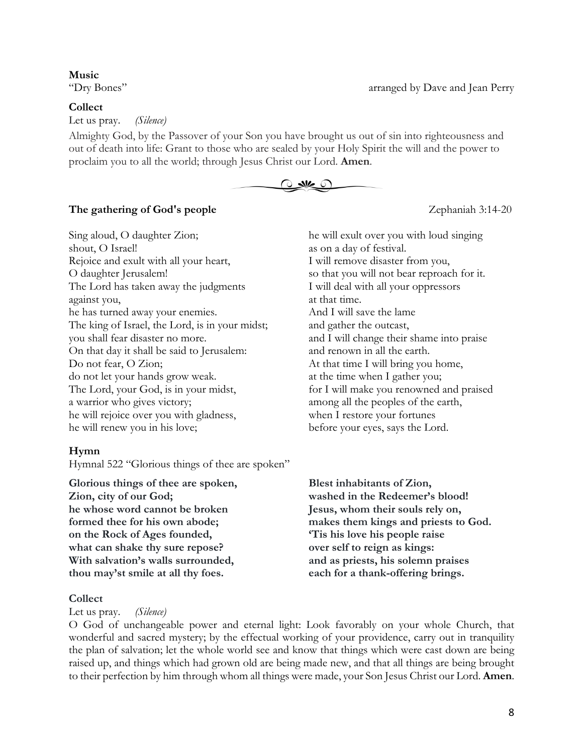**Music**

"Dry Bones" arranged by Dave and Jean Perry

**Collect**

Let us pray. *(Silence)*

Almighty God, by the Passover of your Son you have brought us out of sin into righteousness and out of death into life: Grant to those who are sealed by your Holy Spirit the will and the power to proclaim you to all the world; through Jesus Christ our Lord. **Amen**.

**The gathering of God's people** Zephaniah 3:14-20

Sing aloud, O daughter Zion;
shout, O Israel!
Rejoice and exult with all your heart,
O daughter Jerusalem!
The Lord has taken away the judgments against you,
he has turned away your enemies.
The king of Israel, the Lord, is in your midst;
you shall fear disaster no more.
On that day it shall be said to Jerusalem:
Do not fear, O Zion;
do not let your hands grow weak.
The Lord, your God, is in your midst,
a warrior who gives victory;
he will rejoice over you with gladness,
he will renew you in his love;
he will exult over you with loud singing
as on a day of festival.
I will remove disaster from you,
so that you will not bear reproach for it.
I will deal with all your oppressors
at that time.
And I will save the lame
and gather the outcast,
and I will change their shame into praise
and renown in all the earth.
At that time I will bring you home,
at the time when I gather you;
for I will make you renowned and praised
among all the peoples of the earth,
when I restore your fortunes
before your eyes, says the Lord.

**Hymn**

Hymnal 522 "Glorious things of thee are spoken"

**Glorious things of thee are spoken,**
**Zion, city of our God;**
**he whose word cannot be broken**
**formed thee for his own abode;**
**on the Rock of Ages founded,**
**what can shake thy sure repose?**
**With salvation's walls surrounded,**
**thou may'st smile at all thy foes.**

**Blest inhabitants of Zion,**
**washed in the Redeemer's blood!**
**Jesus, whom their souls rely on,**
**makes them kings and priests to God.**
**'Tis his love his people raise**
**over self to reign as kings:**
**and as priests, his solemn praises**
**each for a thank-offering brings.**

**Collect**

Let us pray. *(Silence)*

O God of unchangeable power and eternal light: Look favorably on your whole Church, that wonderful and sacred mystery; by the effectual working of your providence, carry out in tranquility the plan of salvation; let the whole world see and know that things which were cast down are being raised up, and things which had grown old are being made new, and that all things are being brought to their perfection by him through whom all things were made, your Son Jesus Christ our Lord. **Amen**.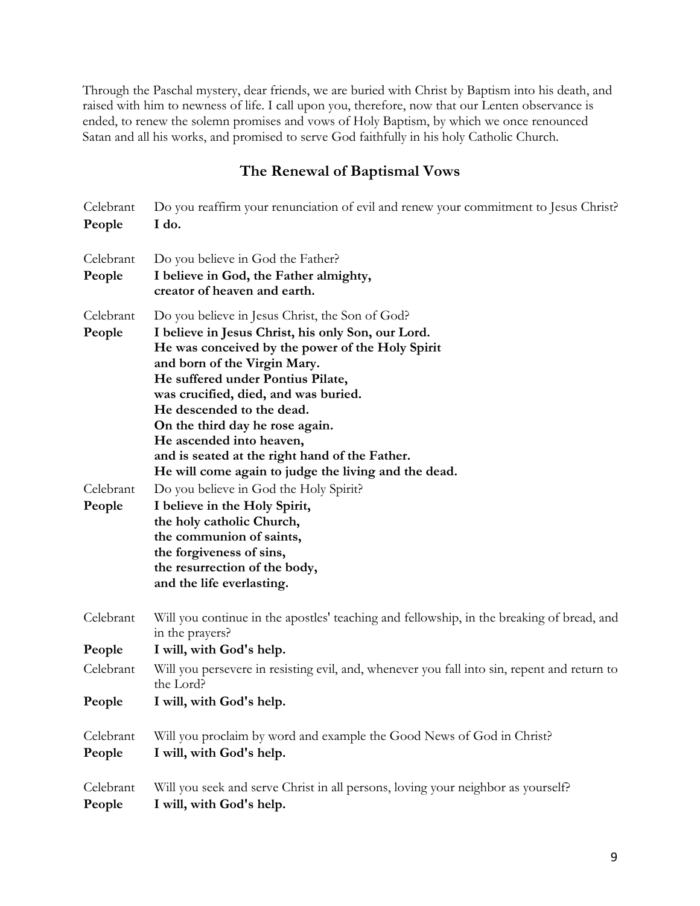Through the Paschal mystery, dear friends, we are buried with Christ by Baptism into his death, and raised with him to newness of life. I call upon you, therefore, now that our Lenten observance is ended, to renew the solemn promises and vows of Holy Baptism, by which we once renounced Satan and all his works, and promised to serve God faithfully in his holy Catholic Church.

## The Renewal of Baptismal Vows

Celebrant Do you reaffirm your renunciation of evil and renew your commitment to Jesus Christ?
**People** **I do.**

Celebrant Do you believe in God the Father?
**People** **I believe in God, the Father almighty,**
**creator of heaven and earth.**

Celebrant Do you believe in Jesus Christ, the Son of God?
**People** **I believe in Jesus Christ, his only Son, our Lord.**
**He was conceived by the power of the Holy Spirit**
**and born of the Virgin Mary.**
**He suffered under Pontius Pilate,**
**was crucified, died, and was buried.**
**He descended to the dead.**
**On the third day he rose again.**
**He ascended into heaven,**
**and is seated at the right hand of the Father.**
**He will come again to judge the living and the dead.**

Celebrant Do you believe in God the Holy Spirit?
**People** **I believe in the Holy Spirit,**
**the holy catholic Church,**
**the communion of saints,**
**the forgiveness of sins,**
**the resurrection of the body,**
**and the life everlasting.**

Celebrant Will you continue in the apostles' teaching and fellowship, in the breaking of bread, and in the prayers?
**People** **I will, with God's help.**

Celebrant Will you persevere in resisting evil, and, whenever you fall into sin, repent and return to the Lord?
**People** **I will, with God's help.**

Celebrant Will you proclaim by word and example the Good News of God in Christ?
**People** **I will, with God's help.**

Celebrant Will you seek and serve Christ in all persons, loving your neighbor as yourself?
**People** **I will, with God's help.**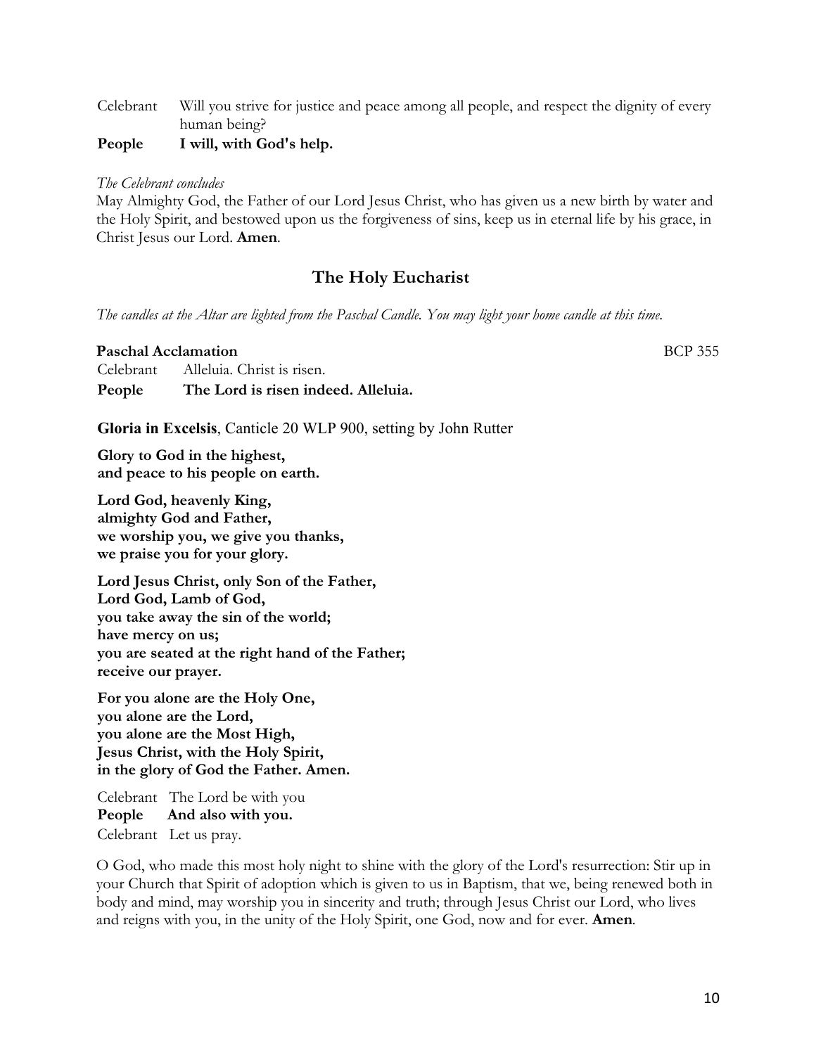Celebrant Will you strive for justice and peace among all people, and respect the dignity of every human being?

**People I will, with God's help.**

*The Celebrant concludes*

May Almighty God, the Father of our Lord Jesus Christ, who has given us a new birth by water and the Holy Spirit, and bestowed upon us the forgiveness of sins, keep us in eternal life by his grace, in Christ Jesus our Lord. **Amen**.

## The Holy Eucharist

*The candles at the Altar are lighted from the Paschal Candle. You may light your home candle at this time.*

**Paschal Acclamation** BCP 355

Celebrant Alleluia. Christ is risen.

**People The Lord is risen indeed. Alleluia.**

**Gloria in Excelsis**, Canticle 20 WLP 900, setting by John Rutter

**Glory to God in the highest,**
**and peace to his people on earth.**

**Lord God, heavenly King,**
**almighty God and Father,**
**we worship you, we give you thanks,**
**we praise you for your glory.**

**Lord Jesus Christ, only Son of the Father,**
**Lord God, Lamb of God,**
**you take away the sin of the world;**
**have mercy on us;**
**you are seated at the right hand of the Father;**
**receive our prayer.**

**For you alone are the Holy One,**
**you alone are the Lord,**
**you alone are the Most High,**
**Jesus Christ, with the Holy Spirit,**
**in the glory of God the Father. Amen.**

Celebrant The Lord be with you
**People And also with you.**
Celebrant Let us pray.

O God, who made this most holy night to shine with the glory of the Lord's resurrection: Stir up in your Church that Spirit of adoption which is given to us in Baptism, that we, being renewed both in body and mind, may worship you in sincerity and truth; through Jesus Christ our Lord, who lives and reigns with you, in the unity of the Holy Spirit, one God, now and for ever. **Amen**.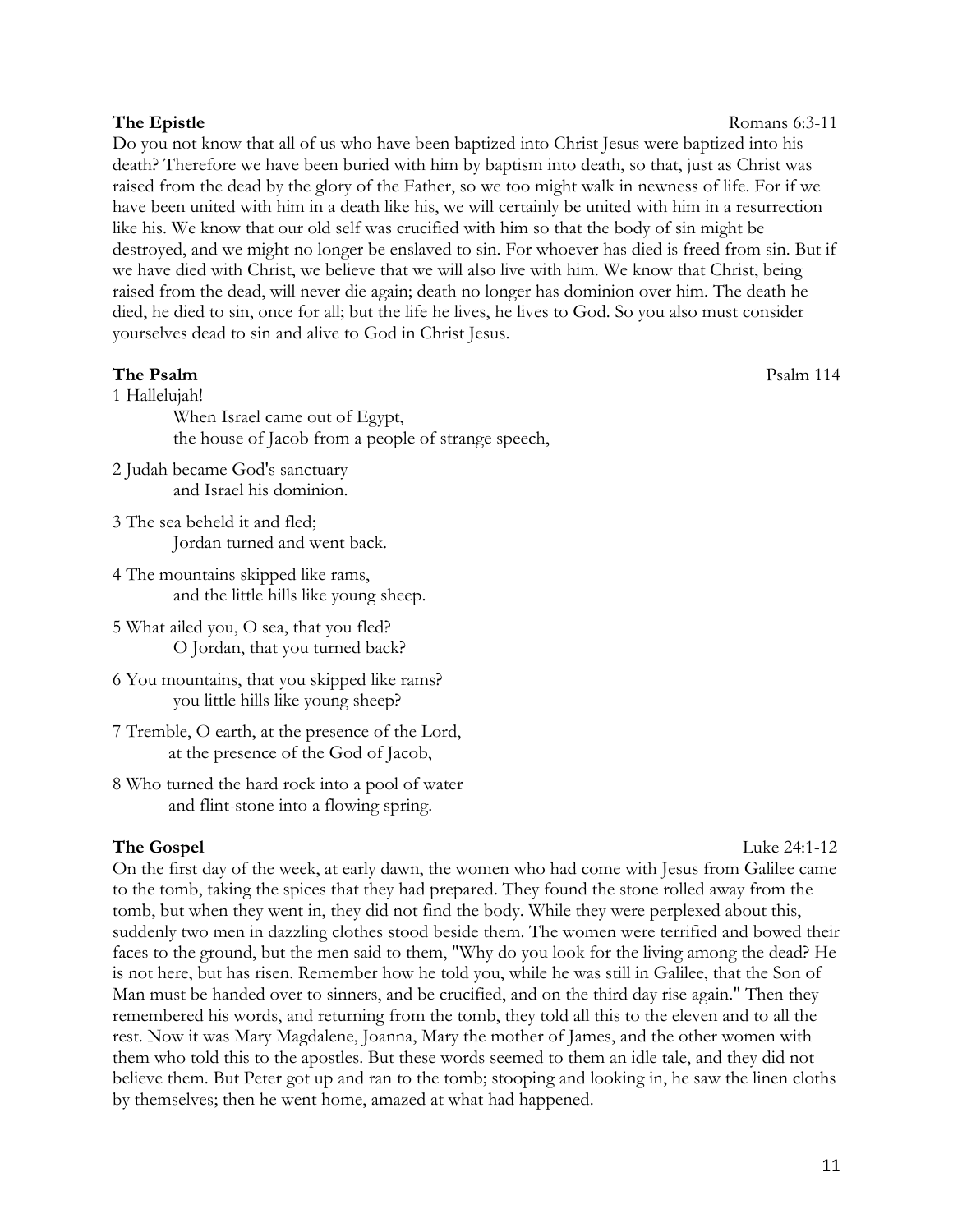**The Epistle** Romans 6:3-11

Do you not know that all of us who have been baptized into Christ Jesus were baptized into his death? Therefore we have been buried with him by baptism into death, so that, just as Christ was raised from the dead by the glory of the Father, so we too might walk in newness of life. For if we have been united with him in a death like his, we will certainly be united with him in a resurrection like his. We know that our old self was crucified with him so that the body of sin might be destroyed, and we might no longer be enslaved to sin. For whoever has died is freed from sin. But if we have died with Christ, we believe that we will also live with him. We know that Christ, being raised from the dead, will never die again; death no longer has dominion over him. The death he died, he died to sin, once for all; but the life he lives, he lives to God. So you also must consider yourselves dead to sin and alive to God in Christ Jesus.

**The Psalm** Psalm 114

1 Hallelujah!
When Israel came out of Egypt,
the house of Jacob from a people of strange speech,

2 Judah became God's sanctuary
and Israel his dominion.

3 The sea beheld it and fled;
Jordan turned and went back.

4 The mountains skipped like rams,
and the little hills like young sheep.

5 What ailed you, O sea, that you fled?
O Jordan, that you turned back?

6 You mountains, that you skipped like rams?
you little hills like young sheep?

7 Tremble, O earth, at the presence of the Lord,
at the presence of the God of Jacob,

8 Who turned the hard rock into a pool of water
and flint-stone into a flowing spring.

**The Gospel** Luke 24:1-12

On the first day of the week, at early dawn, the women who had come with Jesus from Galilee came to the tomb, taking the spices that they had prepared. They found the stone rolled away from the tomb, but when they went in, they did not find the body. While they were perplexed about this, suddenly two men in dazzling clothes stood beside them. The women were terrified and bowed their faces to the ground, but the men said to them, "Why do you look for the living among the dead? He is not here, but has risen. Remember how he told you, while he was still in Galilee, that the Son of Man must be handed over to sinners, and be crucified, and on the third day rise again." Then they remembered his words, and returning from the tomb, they told all this to the eleven and to all the rest. Now it was Mary Magdalene, Joanna, Mary the mother of James, and the other women with them who told this to the apostles. But these words seemed to them an idle tale, and they did not believe them. But Peter got up and ran to the tomb; stooping and looking in, he saw the linen cloths by themselves; then he went home, amazed at what had happened.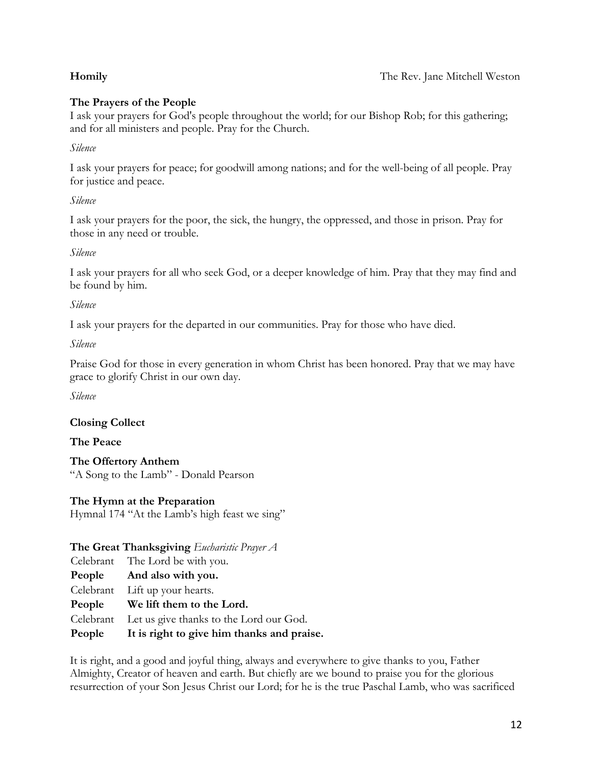**Homily** The Rev. Jane Mitchell Weston

**The Prayers of the People**

I ask your prayers for God's people throughout the world; for our Bishop Rob; for this gathering; and for all ministers and people. Pray for the Church.

*Silence*

I ask your prayers for peace; for goodwill among nations; and for the well-being of all people. Pray for justice and peace.

*Silence*

I ask your prayers for the poor, the sick, the hungry, the oppressed, and those in prison. Pray for those in any need or trouble.

*Silence*

I ask your prayers for all who seek God, or a deeper knowledge of him. Pray that they may find and be found by him.

*Silence*

I ask your prayers for the departed in our communities. Pray for those who have died.

*Silence*

Praise God for those in every generation in whom Christ has been honored. Pray that we may have grace to glorify Christ in our own day.

*Silence*

**Closing Collect**

**The Peace**

**The Offertory Anthem**
"A Song to the Lamb" - Donald Pearson

**The Hymn at the Preparation**
Hymnal 174 "At the Lamb's high feast we sing"

**The Great Thanksgiving** *Eucharistic Prayer A*

Celebrant The Lord be with you.
**People And also with you.**
Celebrant Lift up your hearts.
**People We lift them to the Lord.**
Celebrant Let us give thanks to the Lord our God.
**People It is right to give him thanks and praise.**

It is right, and a good and joyful thing, always and everywhere to give thanks to you, Father Almighty, Creator of heaven and earth. But chiefly are we bound to praise you for the glorious resurrection of your Son Jesus Christ our Lord; for he is the true Paschal Lamb, who was sacrificed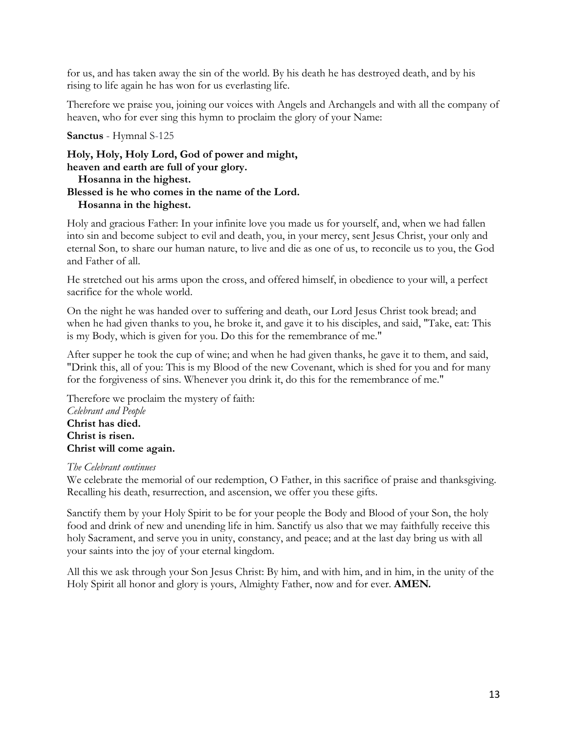for us, and has taken away the sin of the world. By his death he has destroyed death, and by his rising to life again he has won for us everlasting life.

Therefore we praise you, joining our voices with Angels and Archangels and with all the company of heaven, who for ever sing this hymn to proclaim the glory of your Name:

**Sanctus** - Hymnal S-125

**Holy, Holy, Holy Lord, God of power and might,**
**heaven and earth are full of your glory.**
**Hosanna in the highest.**
**Blessed is he who comes in the name of the Lord.**
**Hosanna in the highest.**

Holy and gracious Father: In your infinite love you made us for yourself, and, when we had fallen into sin and become subject to evil and death, you, in your mercy, sent Jesus Christ, your only and eternal Son, to share our human nature, to live and die as one of us, to reconcile us to you, the God and Father of all.

He stretched out his arms upon the cross, and offered himself, in obedience to your will, a perfect sacrifice for the whole world.

On the night he was handed over to suffering and death, our Lord Jesus Christ took bread; and when he had given thanks to you, he broke it, and gave it to his disciples, and said, "Take, eat: This is my Body, which is given for you. Do this for the remembrance of me."

After supper he took the cup of wine; and when he had given thanks, he gave it to them, and said, "Drink this, all of you: This is my Blood of the new Covenant, which is shed for you and for many for the forgiveness of sins. Whenever you drink it, do this for the remembrance of me."

Therefore we proclaim the mystery of faith:
*Celebrant and People*
**Christ has died.**
**Christ is risen.**
**Christ will come again.**

*The Celebrant continues*
We celebrate the memorial of our redemption, O Father, in this sacrifice of praise and thanksgiving. Recalling his death, resurrection, and ascension, we offer you these gifts.

Sanctify them by your Holy Spirit to be for your people the Body and Blood of your Son, the holy food and drink of new and unending life in him. Sanctify us also that we may faithfully receive this holy Sacrament, and serve you in unity, constancy, and peace; and at the last day bring us with all your saints into the joy of your eternal kingdom.

All this we ask through your Son Jesus Christ: By him, and with him, and in him, in the unity of the Holy Spirit all honor and glory is yours, Almighty Father, now and for ever. **AMEN.**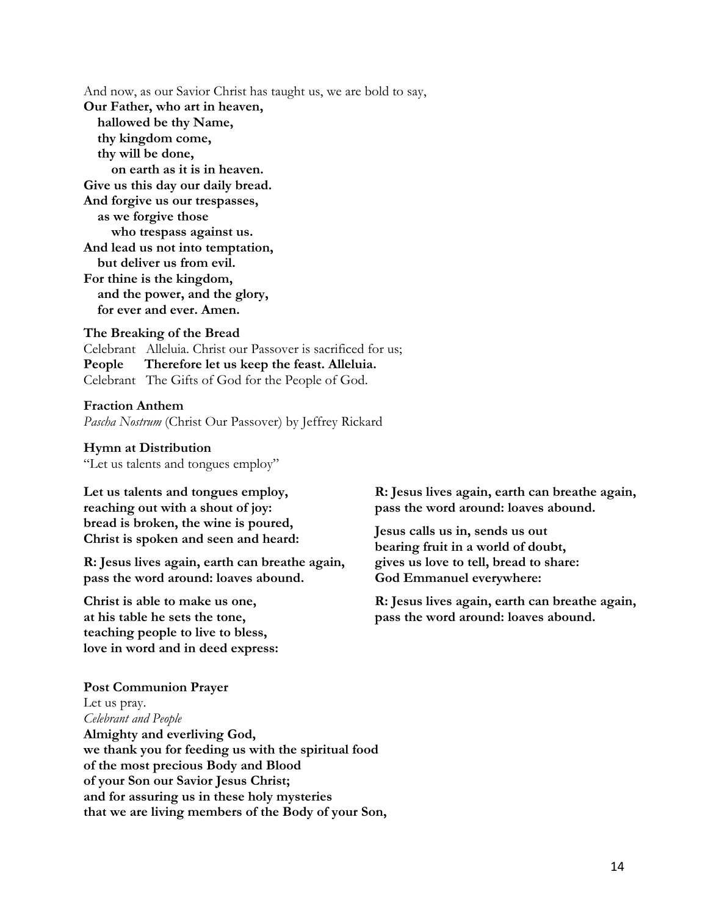And now, as our Savior Christ has taught us, we are bold to say,

**Our Father, who art in heaven,**
**hallowed be thy Name,**
**thy kingdom come,**
**thy will be done,**
**on earth as it is in heaven.**
**Give us this day our daily bread.**
**And forgive us our trespasses,**
**as we forgive those**
**who trespass against us.**
**And lead us not into temptation,**
**but deliver us from evil.**
**For thine is the kingdom,**
**and the power, and the glory,**
**for ever and ever. Amen.**

**The Breaking of the Bread**

Celebrant Alleluia. Christ our Passover is sacrificed for us;
**People Therefore let us keep the feast. Alleluia.**
Celebrant The Gifts of God for the People of God.

**Fraction Anthem**

*Pascha Nostrum* (Christ Our Passover) by Jeffrey Rickard

**Hymn at Distribution**

"Let us talents and tongues employ"

**Let us talents and tongues employ,**
**reaching out with a shout of joy:**
**bread is broken, the wine is poured,**
**Christ is spoken and seen and heard:**

**R: Jesus lives again, earth can breathe again,**
**pass the word around: loaves abound.**

**Christ is able to make us one,**
**at his table he sets the tone,**
**teaching people to live to bless,**
**love in word and in deed express:**

**R: Jesus lives again, earth can breathe again,**
**pass the word around: loaves abound.**

**Jesus calls us in, sends us out**
**bearing fruit in a world of doubt,**
**gives us love to tell, bread to share:**
**God Emmanuel everywhere:**

**R: Jesus lives again, earth can breathe again,**
**pass the word around: loaves abound.**

**Post Communion Prayer**

Let us pray.

*Celebrant and People*

**Almighty and everliving God,**
**we thank you for feeding us with the spiritual food**
**of the most precious Body and Blood**
**of your Son our Savior Jesus Christ;**
**and for assuring us in these holy mysteries**
**that we are living members of the Body of your Son,**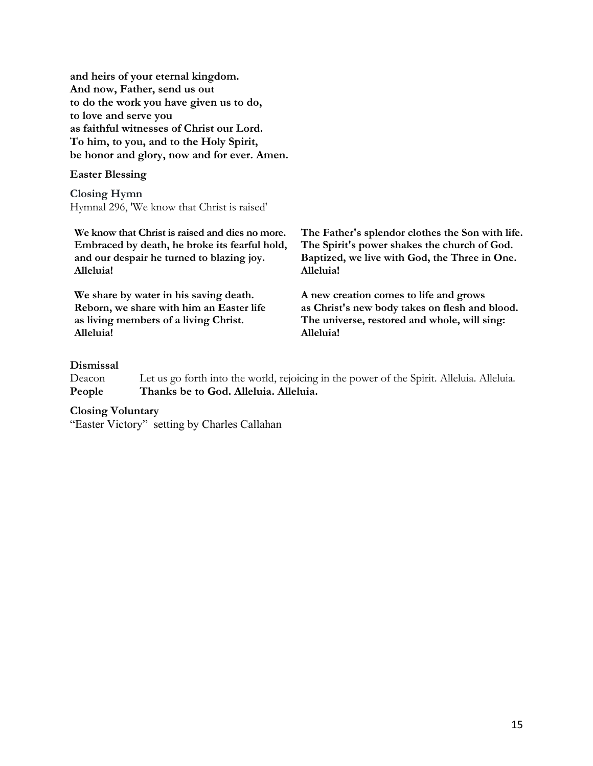**and heirs of your eternal kingdom.**
**And now, Father, send us out**
**to do the work you have given us to do,**
**to love and serve you**
**as faithful witnesses of Christ our Lord.**
**To him, to you, and to the Holy Spirit,**
**be honor and glory, now and for ever. Amen.**

**Easter Blessing**

**Closing Hymn**
Hymnal 296, 'We know that Christ is raised'

**We know that Christ is raised and dies no more.**
**Embraced by death, he broke its fearful hold,**
**and our despair he turned to blazing joy.**
**Alleluia!**

**We share by water in his saving death.**
**Reborn, we share with him an Easter life**
**as living members of a living Christ.**
**Alleluia!**

**The Father's splendor clothes the Son with life.**
**The Spirit's power shakes the church of God.**
**Baptized, we live with God, the Three in One.**
**Alleluia!**

**A new creation comes to life and grows**
**as Christ's new body takes on flesh and blood.**
**The universe, restored and whole, will sing:**
**Alleluia!**

**Dismissal**

Deacon Let us go forth into the world, rejoicing in the power of the Spirit. Alleluia. Alleluia.
**People Thanks be to God. Alleluia. Alleluia.**

**Closing Voluntary**
"Easter Victory" setting by Charles Callahan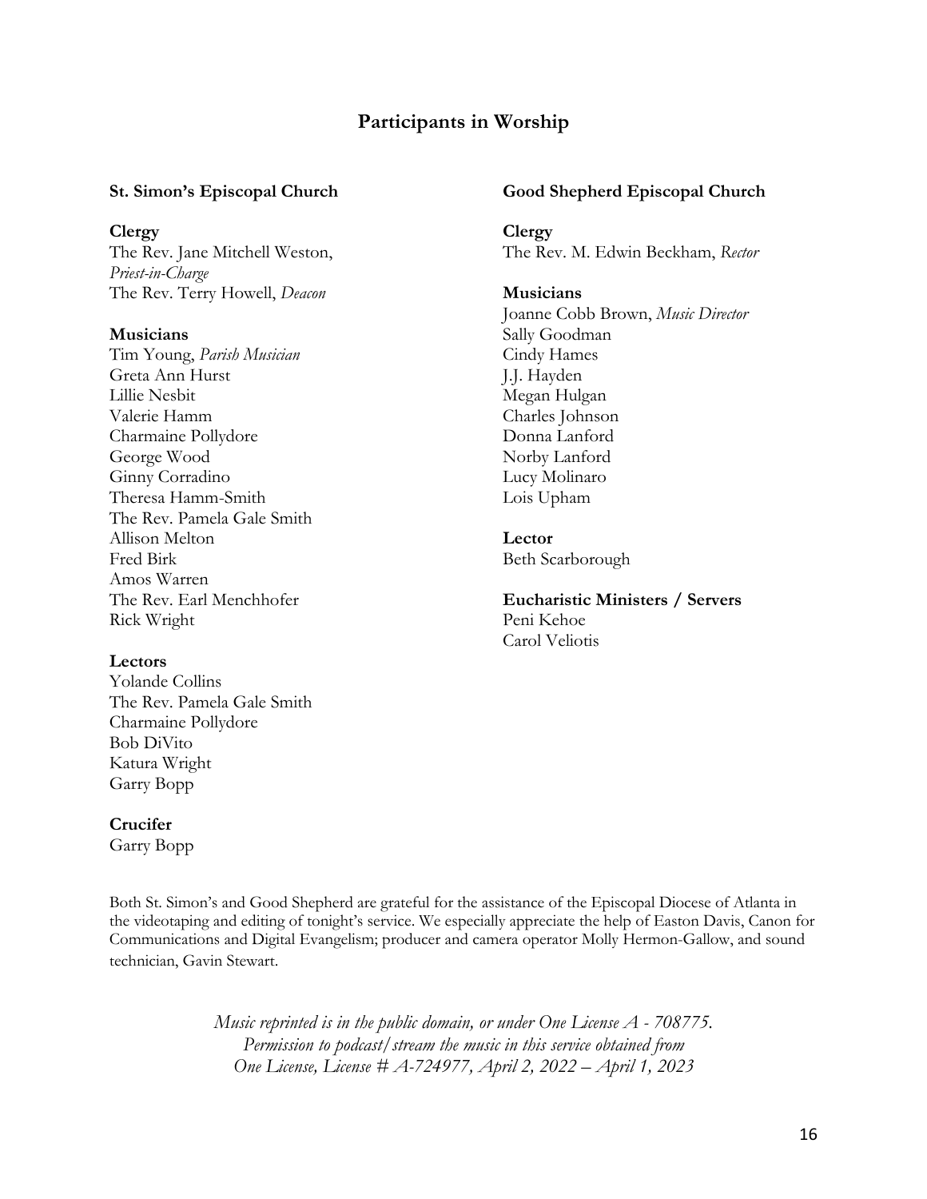## Participants in Worship

### St. Simon's Episcopal Church

**Clergy**
The Rev. Jane Mitchell Weston, *Priest-in-Charge*
The Rev. Terry Howell, *Deacon*

**Musicians**
Tim Young, *Parish Musician*
Greta Ann Hurst
Lillie Nesbit
Valerie Hamm
Charmaine Pollydore
George Wood
Ginny Corradino
Theresa Hamm-Smith
The Rev. Pamela Gale Smith
Allison Melton
Fred Birk
Amos Warren
The Rev. Earl Menchhofer
Rick Wright

**Lectors**
Yolande Collins
The Rev. Pamela Gale Smith
Charmaine Pollydore
Bob DiVito
Katura Wright
Garry Bopp

**Crucifer**
Garry Bopp

### Good Shepherd Episcopal Church

**Clergy**
The Rev. M. Edwin Beckham, *Rector*

**Musicians**
Joanne Cobb Brown, *Music Director*
Sally Goodman
Cindy Hames
J.J. Hayden
Megan Hulgan
Charles Johnson
Donna Lanford
Norby Lanford
Lucy Molinaro
Lois Upham

**Lector**
Beth Scarborough

**Eucharistic Ministers / Servers**
Peni Kehoe
Carol Veliotis

Both St. Simon's and Good Shepherd are grateful for the assistance of the Episcopal Diocese of Atlanta in the videotaping and editing of tonight's service. We especially appreciate the help of Easton Davis, Canon for Communications and Digital Evangelism; producer and camera operator Molly Hermon-Gallow, and sound technician, Gavin Stewart.

*Music reprinted is in the public domain, or under One License A - 708775.*
*Permission to podcast/stream the music in this service obtained from*
*One License, License # A-724977, April 2, 2022 – April 1, 2023*